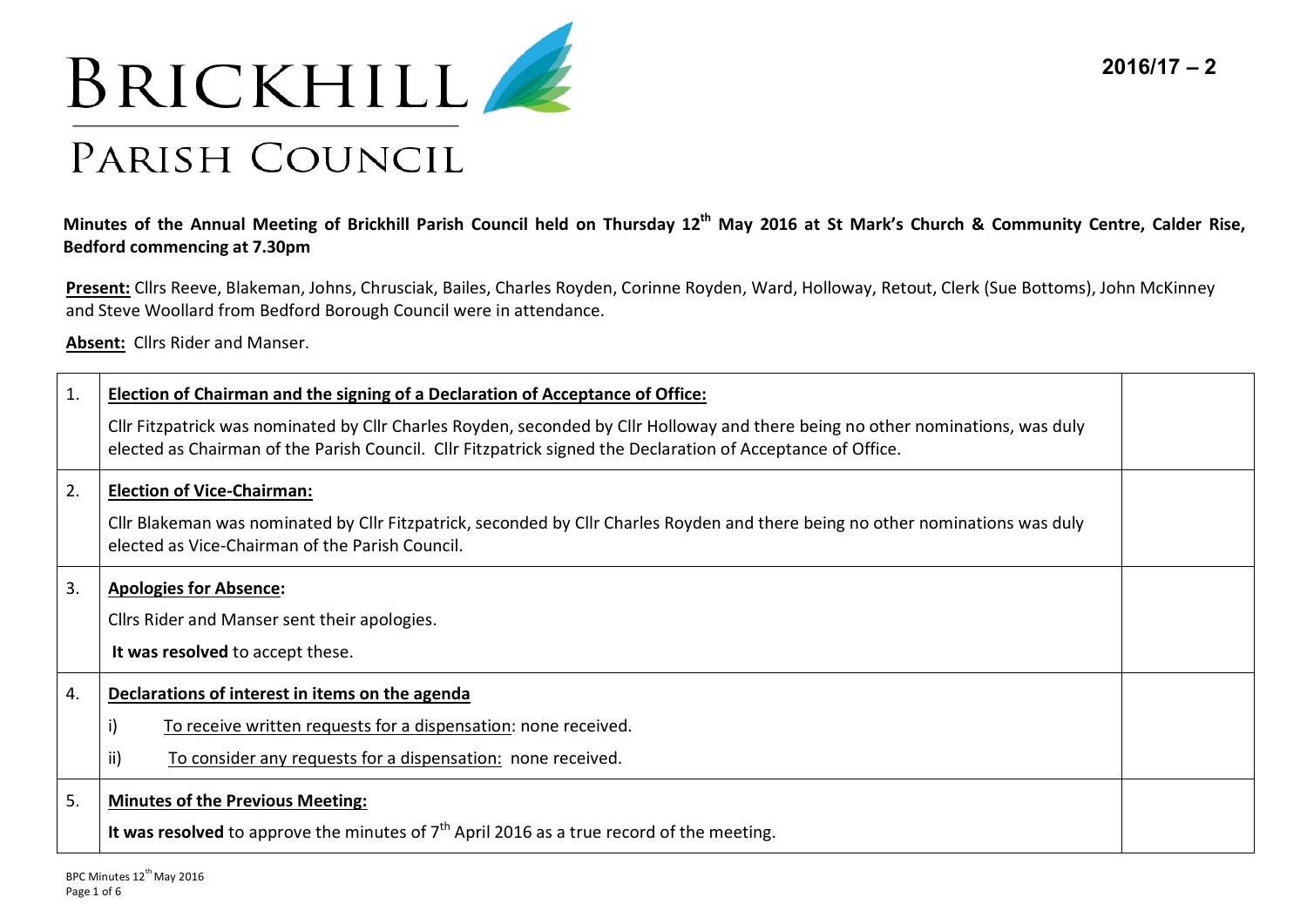# BRICKHILL PARISH COUNCIL

**2016/17 – 2**

**Minutes of the Annual Meeting of Brickhill Parish Council held on Thursday 12th May 2016 at St Mark's Church & Community Centre, Calder Rise, Bedford commencing at 7.30pm**

**Present:** Cllrs Reeve, Blakeman, Johns, Chrusciak, Bailes, Charles Royden, Corinne Royden, Ward, Holloway, Retout, Clerk (Sue Bottoms), John McKinney and Steve Woollard from Bedford Borough Council were in attendance.

**Absent:** Cllrs Rider and Manser.

| | | |
|---|---|---|
| 1. | **Election of Chairman and the signing of a Declaration of Acceptance of Office:**<br>Cllr Fitzpatrick was nominated by Cllr Charles Royden, seconded by Cllr Holloway and there being no other nominations, was duly elected as Chairman of the Parish Council. Cllr Fitzpatrick signed the Declaration of Acceptance of Office. | |
| 2. | **Election of Vice-Chairman:**<br>Cllr Blakeman was nominated by Cllr Fitzpatrick, seconded by Cllr Charles Royden and there being no other nominations was duly elected as Vice-Chairman of the Parish Council. | |
| 3. | **Apologies for Absence:**<br>Cllrs Rider and Manser sent their apologies.<br>**It was resolved** to accept these. | |
| 4. | **Declarations of interest in items on the agenda**<br>i) To receive written requests for a dispensation: none received.<br>ii) To consider any requests for a dispensation: none received. | |
| 5. | **Minutes of the Previous Meeting:**<br>**It was resolved** to approve the minutes of 7th April 2016 as a true record of the meeting. | |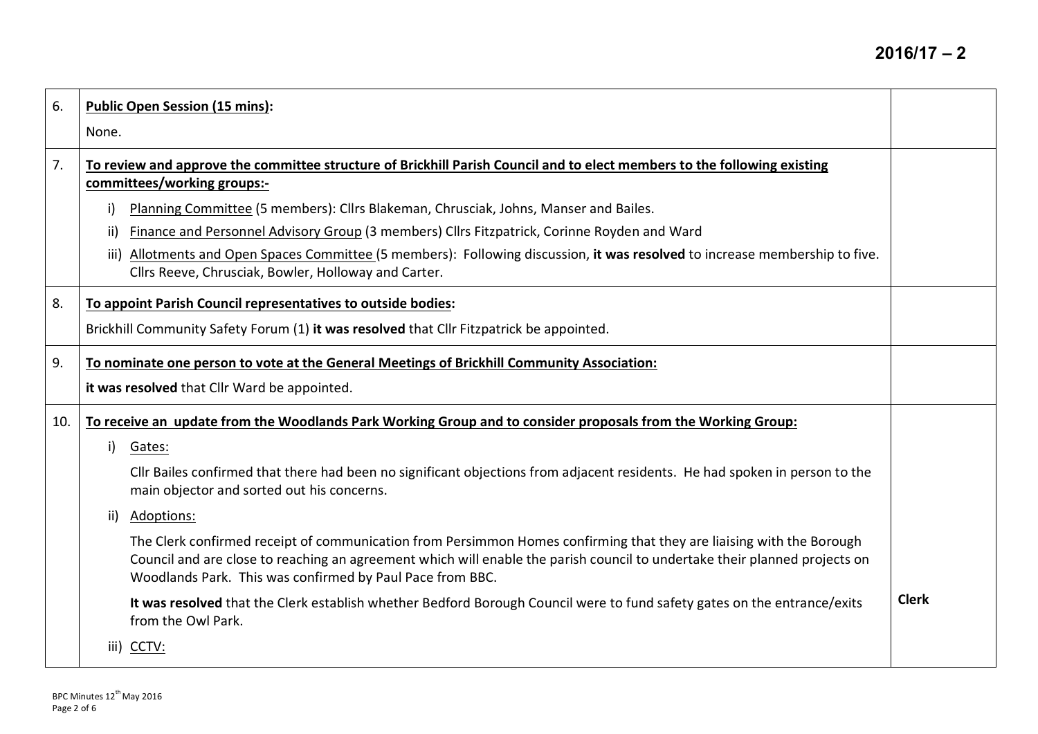| | | |
|---|---|---|
| 6. | **Public Open Session (15 mins):**<br><br>None. | |
| 7. | **To review and approve the committee structure of Brickhill Parish Council and to elect members to the following existing committees/working groups:-**<br><br>i) Planning Committee (5 members): Cllrs Blakeman, Chrusciak, Johns, Manser and Bailes.<br>ii) Finance and Personnel Advisory Group (3 members) Cllrs Fitzpatrick, Corinne Royden and Ward<br>iii) Allotments and Open Spaces Committee (5 members): Following discussion, **it was resolved** to increase membership to five. Cllrs Reeve, Chrusciak, Bowler, Holloway and Carter. | |
| 8. | **To appoint Parish Council representatives to outside bodies:**<br><br>Brickhill Community Safety Forum (1) **it was resolved** that Cllr Fitzpatrick be appointed. | |
| 9. | **To nominate one person to vote at the General Meetings of Brickhill Community Association:**<br><br>**it was resolved** that Cllr Ward be appointed. | |
| 10. | **To receive an update from the Woodlands Park Working Group and to consider proposals from the Working Group:**<br><br>i) Gates:<br><br>Cllr Bailes confirmed that there had been no significant objections from adjacent residents. He had spoken in person to the main objector and sorted out his concerns.<br><br>ii) Adoptions:<br><br>The Clerk confirmed receipt of communication from Persimmon Homes confirming that they are liaising with the Borough Council and are close to reaching an agreement which will enable the parish council to undertake their planned projects on Woodlands Park. This was confirmed by Paul Pace from BBC.<br><br>**It was resolved** that the Clerk establish whether Bedford Borough Council were to fund safety gates on the entrance/exits from the Owl Park.<br><br>iii) CCTV: | **Clerk** |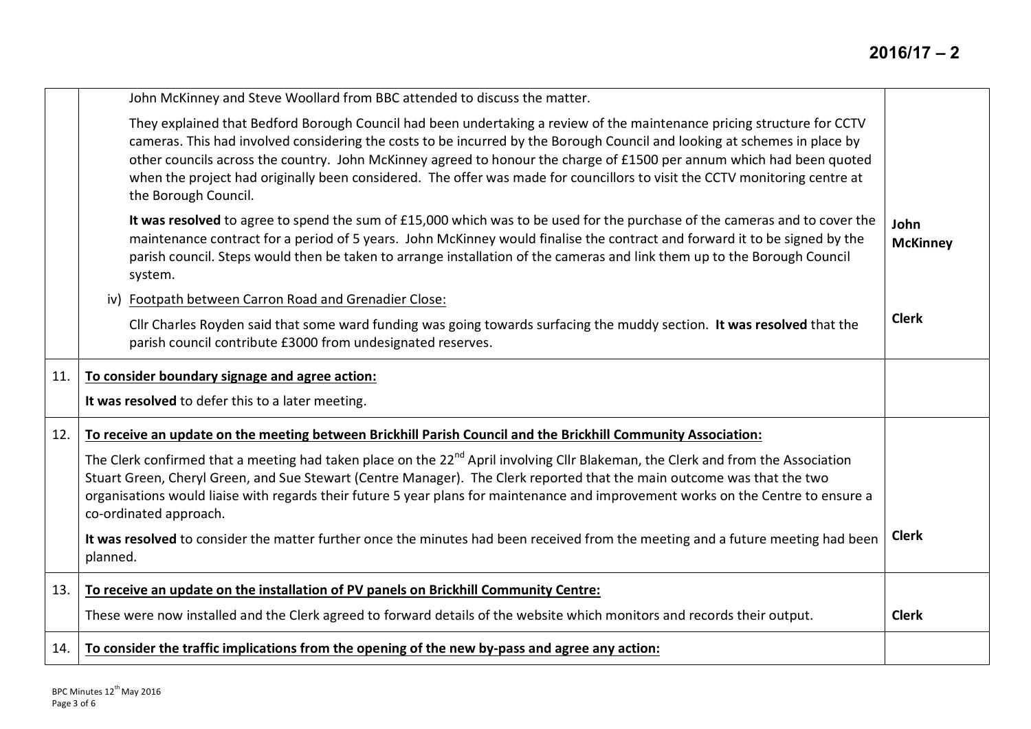| | | |
|---|---|---|
| | John McKinney and Steve Woollard from BBC attended to discuss the matter.<br><br>They explained that Bedford Borough Council had been undertaking a review of the maintenance pricing structure for CCTV cameras. This had involved considering the costs to be incurred by the Borough Council and looking at schemes in place by other councils across the country. John McKinney agreed to honour the charge of £1500 per annum which had been quoted when the project had originally been considered. The offer was made for councillors to visit the CCTV monitoring centre at the Borough Council.<br><br>**It was resolved** to agree to spend the sum of £15,000 which was to be used for the purchase of the cameras and to cover the maintenance contract for a period of 5 years. John McKinney would finalise the contract and forward it to be signed by the parish council. Steps would then be taken to arrange installation of the cameras and link them up to the Borough Council system.<br><br>iv) <u>Footpath between Carron Road and Grenadier Close:</u><br><br>Cllr Charles Royden said that some ward funding was going towards surfacing the muddy section. **It was resolved** that the parish council contribute £3000 from undesignated reserves. | **John McKinney**<br><br>**Clerk** |
| 11. | **<u>To consider boundary signage and agree action:</u>**<br><br>**It was resolved** to defer this to a later meeting. | |
| 12. | **<u>To receive an update on the meeting between Brickhill Parish Council and the Brickhill Community Association:</u>**<br><br>The Clerk confirmed that a meeting had taken place on the 22nd April involving Cllr Blakeman, the Clerk and from the Association Stuart Green, Cheryl Green, and Sue Stewart (Centre Manager). The Clerk reported that the main outcome was that the two organisations would liaise with regards their future 5 year plans for maintenance and improvement works on the Centre to ensure a co-ordinated approach.<br><br>**It was resolved** to consider the matter further once the minutes had been received from the meeting and a future meeting had been planned. | **Clerk** |
| 13. | **<u>To receive an update on the installation of PV panels on Brickhill Community Centre:</u>**<br><br>These were now installed and the Clerk agreed to forward details of the website which monitors and records their output. | **Clerk** |
| 14. | **<u>To consider the traffic implications from the opening of the new by-pass and agree any action:</u>** | |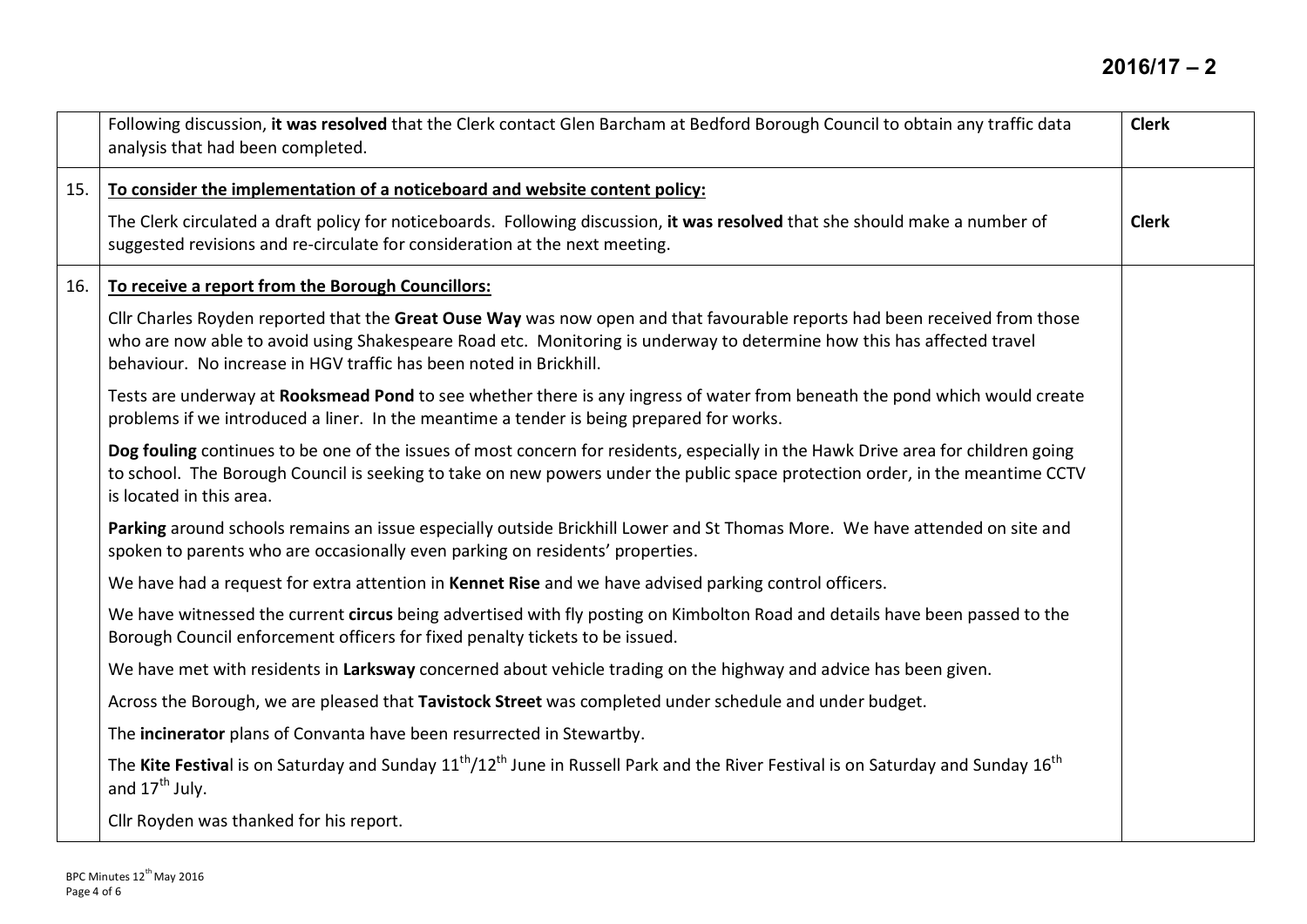|  | Following discussion, **it was resolved** that the Clerk contact Glen Barcham at Bedford Borough Council to obtain any traffic data analysis that had been completed. | **Clerk** |
|---|---|---|
| 15. | **To consider the implementation of a noticeboard and website content policy:**<br><br>The Clerk circulated a draft policy for noticeboards. Following discussion, **it was resolved** that she should make a number of suggested revisions and re-circulate for consideration at the next meeting. | **Clerk** |
| 16. | **To receive a report from the Borough Councillors:**<br><br>Cllr Charles Royden reported that the **Great Ouse Way** was now open and that favourable reports had been received from those who are now able to avoid using Shakespeare Road etc. Monitoring is underway to determine how this has affected travel behaviour. No increase in HGV traffic has been noted in Brickhill.<br><br>Tests are underway at **Rooksmead Pond** to see whether there is any ingress of water from beneath the pond which would create problems if we introduced a liner. In the meantime a tender is being prepared for works.<br><br>**Dog fouling** continues to be one of the issues of most concern for residents, especially in the Hawk Drive area for children going to school. The Borough Council is seeking to take on new powers under the public space protection order, in the meantime CCTV is located in this area.<br><br>**Parking** around schools remains an issue especially outside Brickhill Lower and St Thomas More. We have attended on site and spoken to parents who are occasionally even parking on residents' properties.<br><br>We have had a request for extra attention in **Kennet Rise** and we have advised parking control officers.<br><br>We have witnessed the current **circus** being advertised with fly posting on Kimbolton Road and details have been passed to the Borough Council enforcement officers for fixed penalty tickets to be issued.<br><br>We have met with residents in **Larksway** concerned about vehicle trading on the highway and advice has been given.<br><br>Across the Borough, we are pleased that **Tavistock Street** was completed under schedule and under budget.<br><br>The **incinerator** plans of Convanta have been resurrected in Stewartby.<br><br>The **Kite Festiva**l is on Saturday and Sunday 11th/12th June in Russell Park and the River Festival is on Saturday and Sunday 16th and 17th July.<br><br>Cllr Royden was thanked for his report. |  |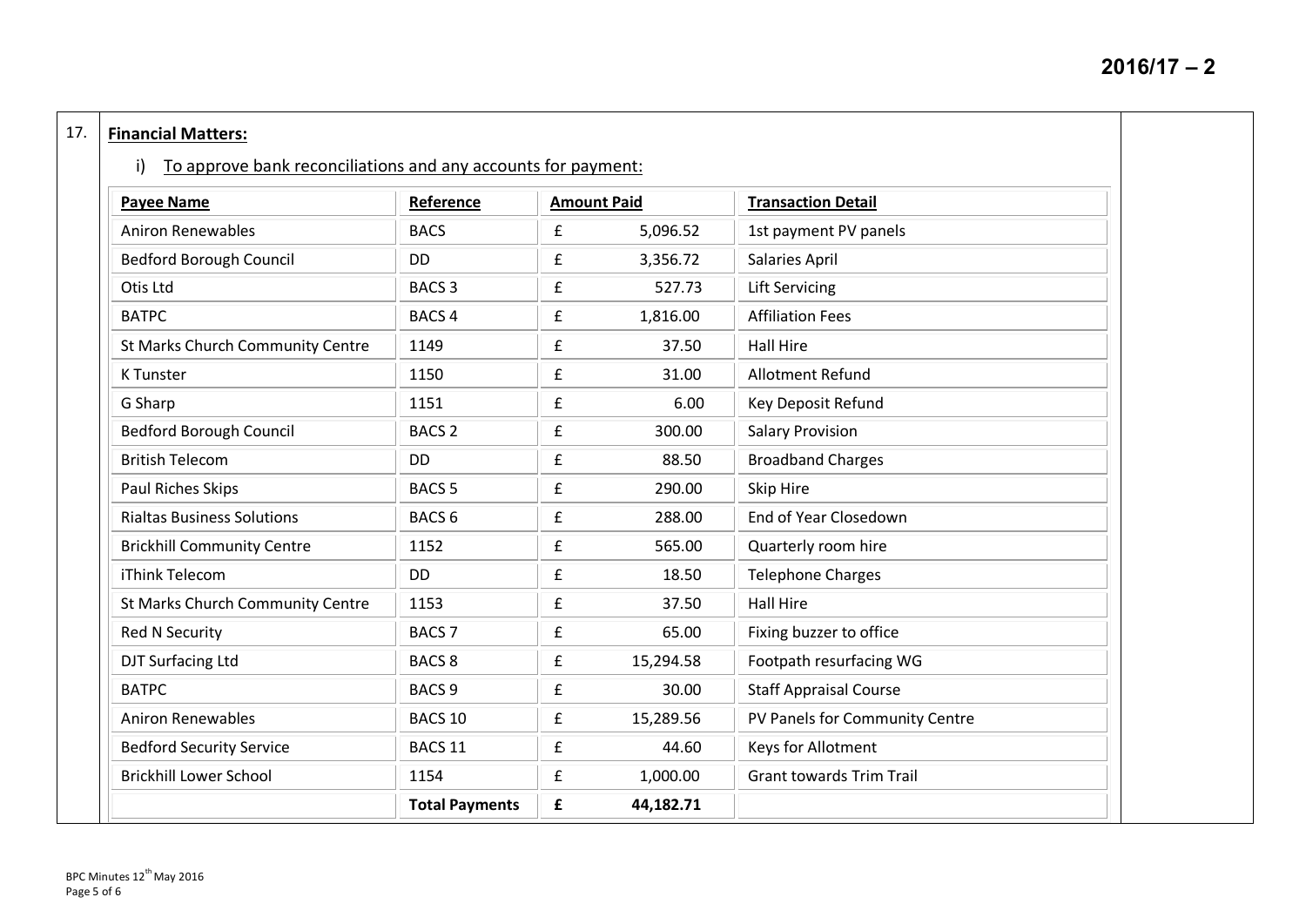**2016/17 – 2**

17. **Financial Matters:**

i) To approve bank reconciliations and any accounts for payment:

| **Payee Name** | **Reference** | **Amount Paid** | **Transaction Detail** |
|---|---|---|---|
| Aniron Renewables | BACS | £ 5,096.52 | 1st payment PV panels |
| Bedford Borough Council | DD | £ 3,356.72 | Salaries April |
| Otis Ltd | BACS 3 | £ 527.73 | Lift Servicing |
| BATPC | BACS 4 | £ 1,816.00 | Affiliation Fees |
| St Marks Church Community Centre | 1149 | £ 37.50 | Hall Hire |
| K Tunster | 1150 | £ 31.00 | Allotment Refund |
| G Sharp | 1151 | £ 6.00 | Key Deposit Refund |
| Bedford Borough Council | BACS 2 | £ 300.00 | Salary Provision |
| British Telecom | DD | £ 88.50 | Broadband Charges |
| Paul Riches Skips | BACS 5 | £ 290.00 | Skip Hire |
| Rialtas Business Solutions | BACS 6 | £ 288.00 | End of Year Closedown |
| Brickhill Community Centre | 1152 | £ 565.00 | Quarterly room hire |
| iThink Telecom | DD | £ 18.50 | Telephone Charges |
| St Marks Church Community Centre | 1153 | £ 37.50 | Hall Hire |
| Red N Security | BACS 7 | £ 65.00 | Fixing buzzer to office |
| DJT Surfacing Ltd | BACS 8 | £ 15,294.58 | Footpath resurfacing WG |
| BATPC | BACS 9 | £ 30.00 | Staff Appraisal Course |
| Aniron Renewables | BACS 10 | £ 15,289.56 | PV Panels for Community Centre |
| Bedford Security Service | BACS 11 | £ 44.60 | Keys for Allotment |
| Brickhill Lower School | 1154 | £ 1,000.00 | Grant towards Trim Trail |
| | **Total Payments** | **£ 44,182.71** | |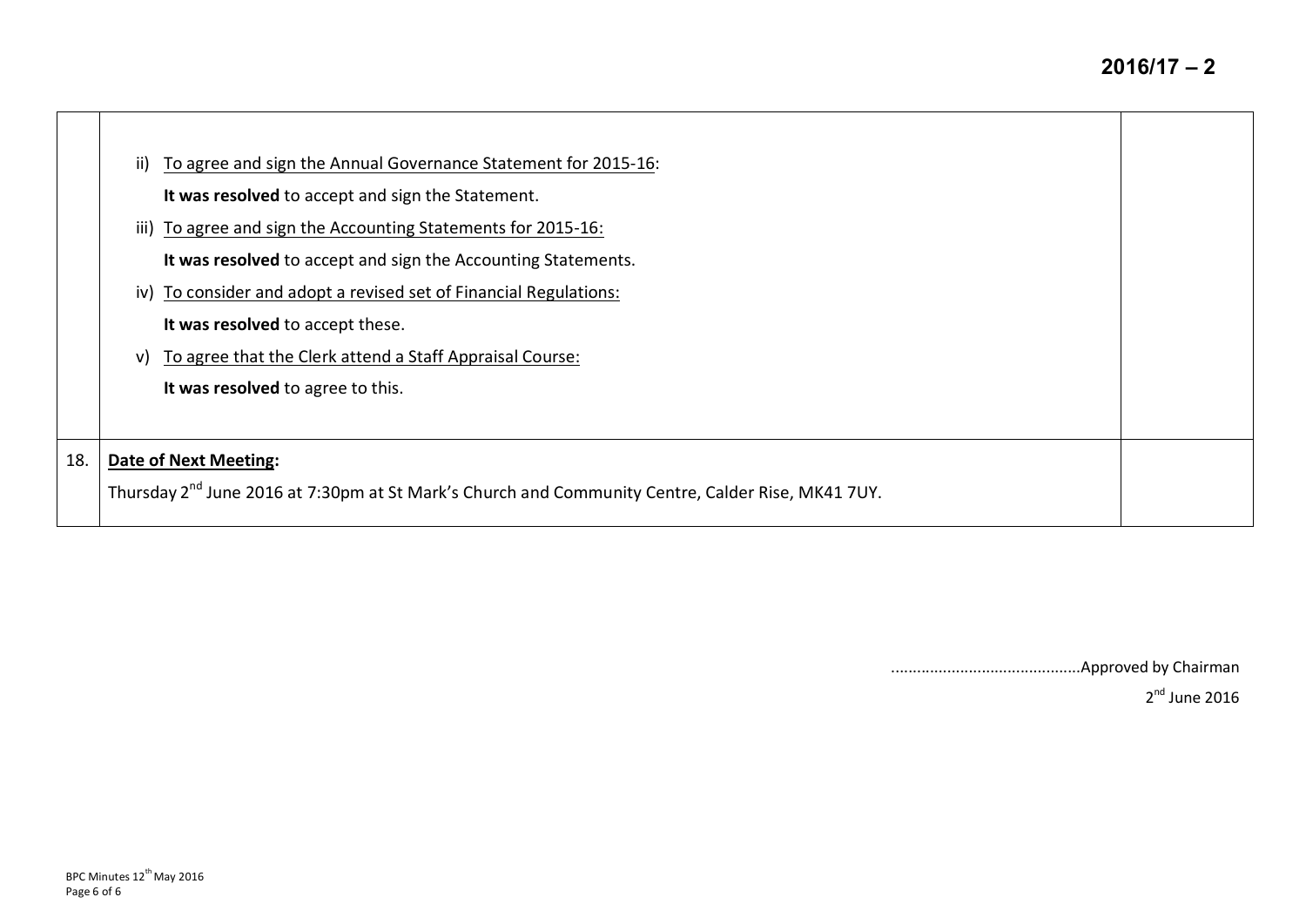| | | |
|---|---|---|
| | ii) To agree and sign the Annual Governance Statement for 2015-16:<br>**It was resolved** to accept and sign the Statement.<br>iii) To agree and sign the Accounting Statements for 2015-16:<br>**It was resolved** to accept and sign the Accounting Statements.<br>iv) To consider and adopt a revised set of Financial Regulations:<br>**It was resolved** to accept these.<br>v) To agree that the Clerk attend a Staff Appraisal Course:<br>**It was resolved** to agree to this. | |
| 18. | **Date of Next Meeting:**<br>Thursday 2nd June 2016 at 7:30pm at St Mark's Church and Community Centre, Calder Rise, MK41 7UY. | |

...........................................Approved by Chairman

2nd June 2016